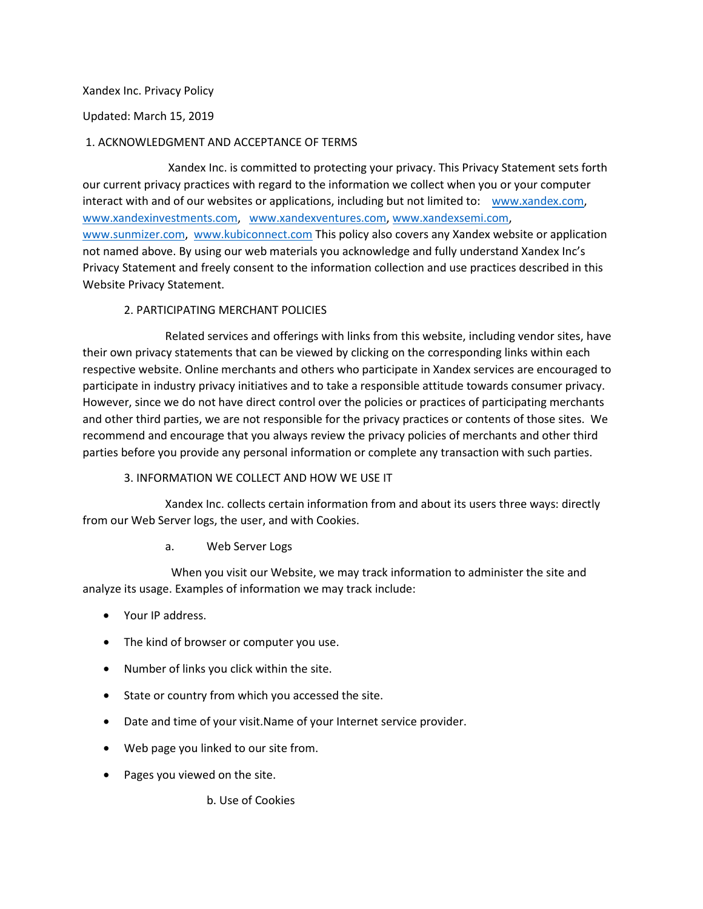Xandex Inc. Privacy Policy

Updated: March 15, 2019

1. ACKNOWLEDGMENT AND ACCEPTANCE OF TERMS

Xandex Inc. is committed to protecting your privacy. This Privacy Statement sets forth our current privacy practices with regard to the information we collect when you or your computer interact with and of our websites or applications, including but not limited to: www.xandex.com, www.xandexinvestments.com, www.xandexventures.com, www.xandexsemi.com, www.sunmizer.com, www.kubiconnect.com This policy also covers any Xandex website or application not named above. By using our web materials you acknowledge and fully understand Xandex Inc's Privacy Statement and freely consent to the information collection and use practices described in this Website Privacy Statement.

2. PARTICIPATING MERCHANT POLICIES

Related services and offerings with links from this website, including vendor sites, have their own privacy statements that can be viewed by clicking on the corresponding links within each respective website. Online merchants and others who participate in Xandex services are encouraged to participate in industry privacy initiatives and to take a responsible attitude towards consumer privacy. However, since we do not have direct control over the policies or practices of participating merchants and other third parties, we are not responsible for the privacy practices or contents of those sites. We recommend and encourage that you always review the privacy policies of merchants and other third parties before you provide any personal information or complete any transaction with such parties.

3. INFORMATION WE COLLECT AND HOW WE USE IT

Xandex Inc. collects certain information from and about its users three ways: directly from our Web Server logs, the user, and with Cookies.

a. Web Server Logs

When you visit our Website, we may track information to administer the site and analyze its usage. Examples of information we may track include:

- Your IP address.
- The kind of browser or computer you use.
- Number of links you click within the site.
- State or country from which you accessed the site.
- Date and time of your visit.Name of your Internet service provider.
- Web page you linked to our site from.
- Pages you viewed on the site.

b. Use of Cookies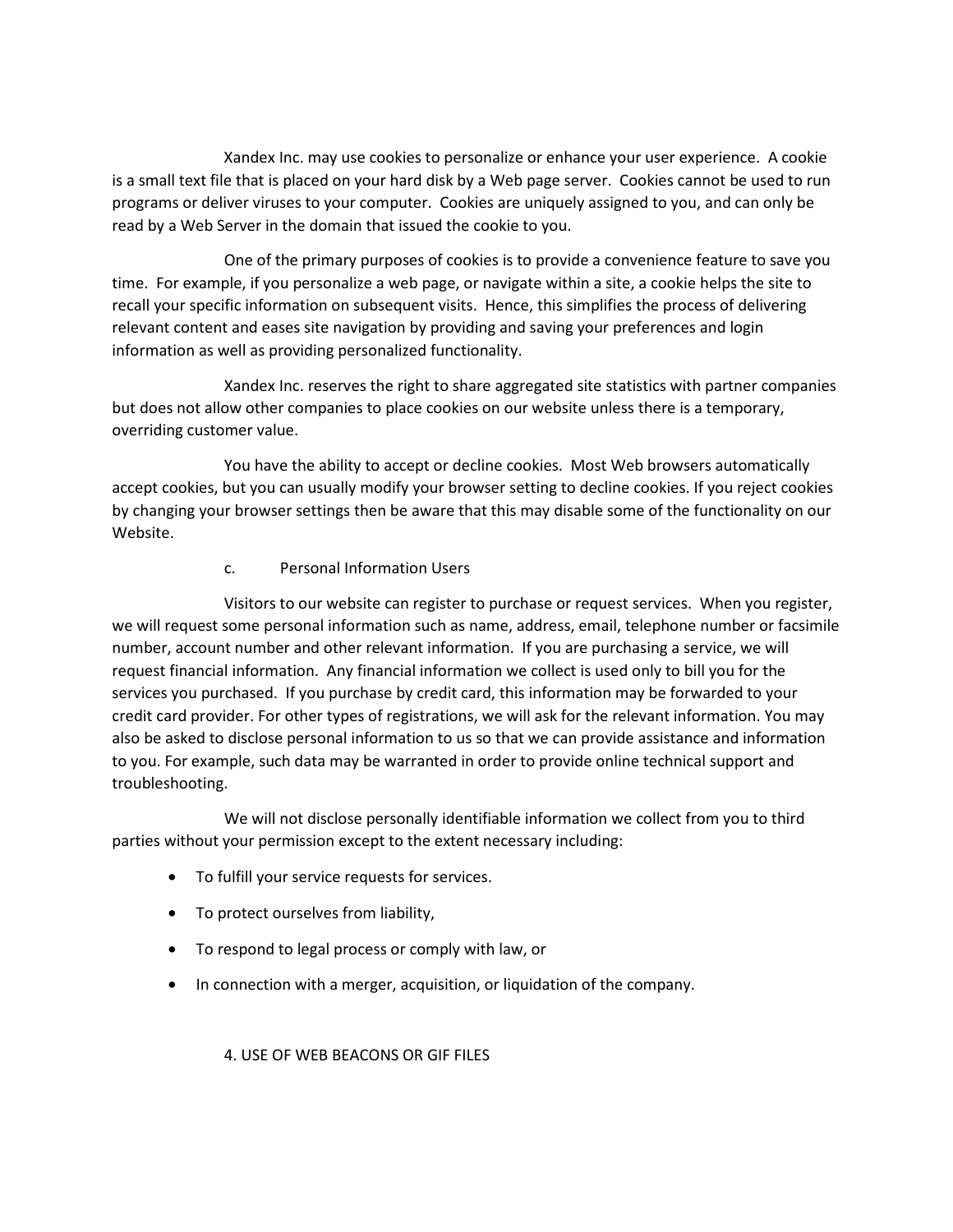Xandex Inc. may use cookies to personalize or enhance your user experience. A cookie is a small text file that is placed on your hard disk by a Web page server. Cookies cannot be used to run programs or deliver viruses to your computer. Cookies are uniquely assigned to you, and can only be read by a Web Server in the domain that issued the cookie to you.

One of the primary purposes of cookies is to provide a convenience feature to save you time. For example, if you personalize a web page, or navigate within a site, a cookie helps the site to recall your specific information on subsequent visits. Hence, this simplifies the process of delivering relevant content and eases site navigation by providing and saving your preferences and login information as well as providing personalized functionality.

Xandex Inc. reserves the right to share aggregated site statistics with partner companies but does not allow other companies to place cookies on our website unless there is a temporary, overriding customer value.

You have the ability to accept or decline cookies. Most Web browsers automatically accept cookies, but you can usually modify your browser setting to decline cookies. If you reject cookies by changing your browser settings then be aware that this may disable some of the functionality on our Website.

### c. Personal Information Users

Visitors to our website can register to purchase or request services. When you register, we will request some personal information such as name, address, email, telephone number or facsimile number, account number and other relevant information. If you are purchasing a service, we will request financial information. Any financial information we collect is used only to bill you for the services you purchased. If you purchase by credit card, this information may be forwarded to your credit card provider. For other types of registrations, we will ask for the relevant information. You may also be asked to disclose personal information to us so that we can provide assistance and information to you. For example, such data may be warranted in order to provide online technical support and troubleshooting.

We will not disclose personally identifiable information we collect from you to third parties without your permission except to the extent necessary including:

- To fulfill your service requests for services.
- To protect ourselves from liability,
- To respond to legal process or comply with law, or
- In connection with a merger, acquisition, or liquidation of the company.

## 4. USE OF WEB BEACONS OR GIF FILES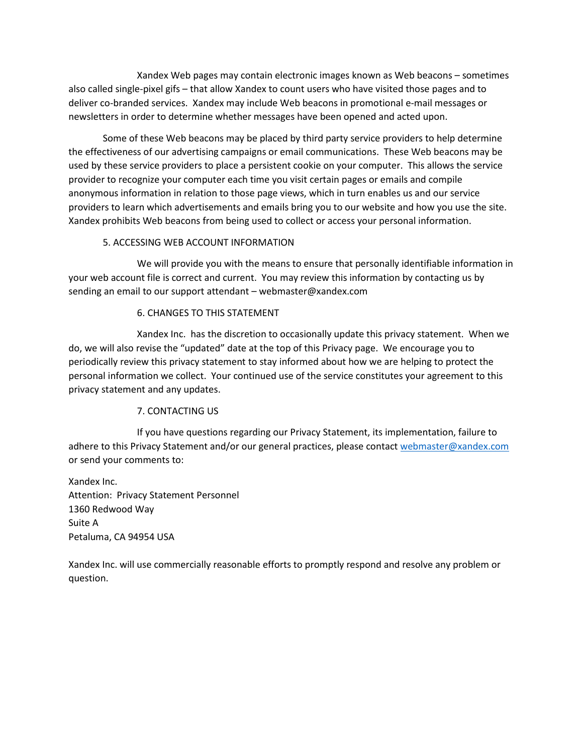Xandex Web pages may contain electronic images known as Web beacons – sometimes also called single-pixel gifs – that allow Xandex to count users who have visited those pages and to deliver co-branded services. Xandex may include Web beacons in promotional e-mail messages or newsletters in order to determine whether messages have been opened and acted upon.

Some of these Web beacons may be placed by third party service providers to help determine the effectiveness of our advertising campaigns or email communications. These Web beacons may be used by these service providers to place a persistent cookie on your computer. This allows the service provider to recognize your computer each time you visit certain pages or emails and compile anonymous information in relation to those page views, which in turn enables us and our service providers to learn which advertisements and emails bring you to our website and how you use the site. Xandex prohibits Web beacons from being used to collect or access your personal information.

## 5. ACCESSING WEB ACCOUNT INFORMATION

We will provide you with the means to ensure that personally identifiable information in your web account file is correct and current. You may review this information by contacting us by sending an email to our support attendant – webmaster@xandex.com

## 6. CHANGES TO THIS STATEMENT

Xandex Inc. has the discretion to occasionally update this privacy statement. When we do, we will also revise the "updated" date at the top of this Privacy page. We encourage you to periodically review this privacy statement to stay informed about how we are helping to protect the personal information we collect. Your continued use of the service constitutes your agreement to this privacy statement and any updates.

## 7. CONTACTING US

If you have questions regarding our Privacy Statement, its implementation, failure to adhere to this Privacy Statement and/or our general practices, please contact webmaster@xandex.com or send your comments to:

Xandex Inc.  
Attention: Privacy Statement Personnel  
1360 Redwood Way  
Suite A  
Petaluma, CA 94954 USA

Xandex Inc. will use commercially reasonable efforts to promptly respond and resolve any problem or question.